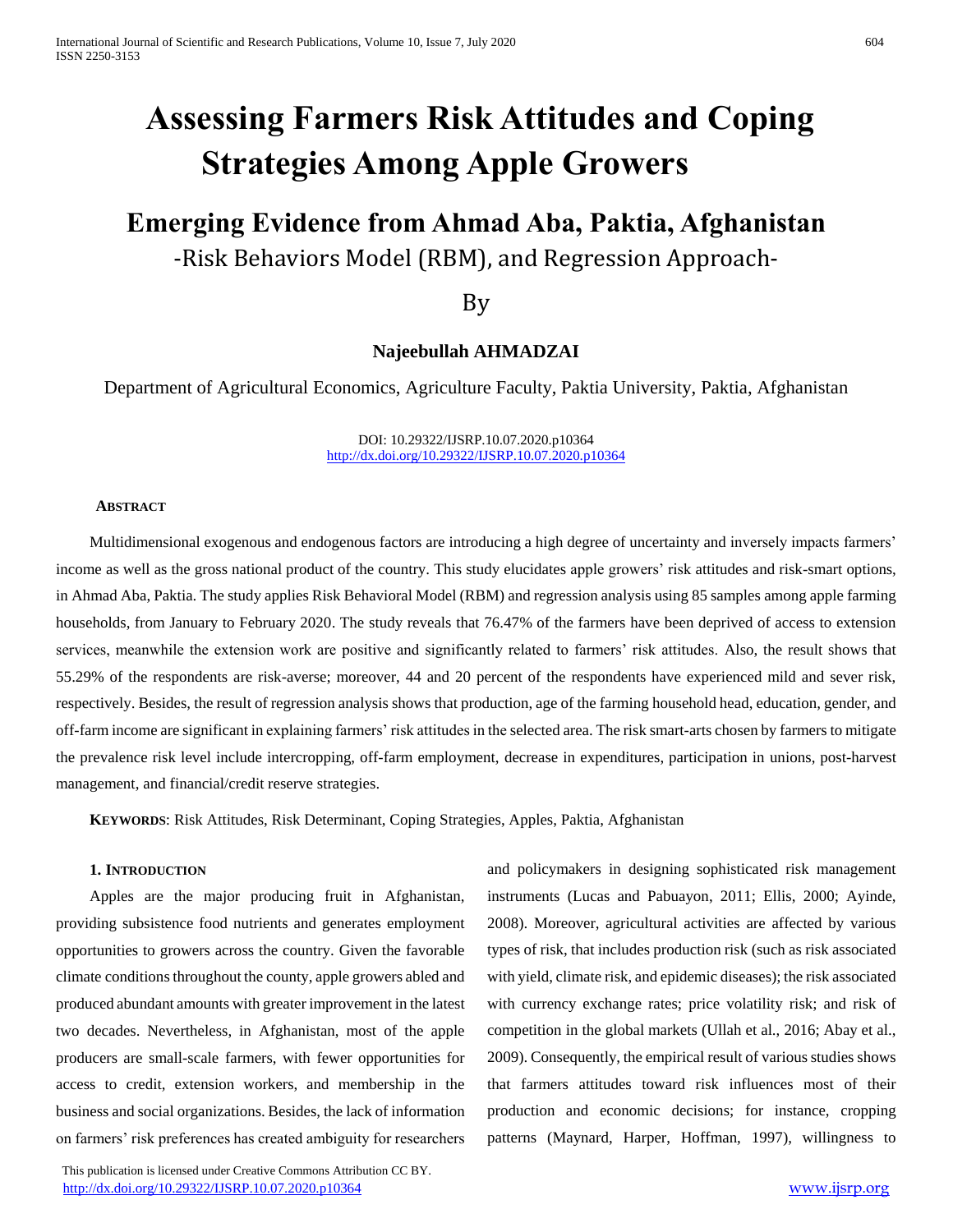# Assessing Farmers Risk Attitudes and Coping Strategies Among Apple Growers

## Emerging Evidence from Ahmad Aba, Paktia, Afghanistan

-Risk Behaviors Model (RBM), and Regression Approach-

By

**Najeebullah AHMADZAI**

Department of Agricultural Economics, Agriculture Faculty, Paktia University, Paktia, Afghanistan

DOI: 10.29322/IJSRP.10.07.2020.p10364
http://dx.doi.org/10.29322/IJSRP.10.07.2020.p10364

**ABSTRACT**

Multidimensional exogenous and endogenous factors are introducing a high degree of uncertainty and inversely impacts farmers' income as well as the gross national product of the country. This study elucidates apple growers' risk attitudes and risk-smart options, in Ahmad Aba, Paktia. The study applies Risk Behavioral Model (RBM) and regression analysis using 85 samples among apple farming households, from January to February 2020. The study reveals that 76.47% of the farmers have been deprived of access to extension services, meanwhile the extension work are positive and significantly related to farmers' risk attitudes. Also, the result shows that 55.29% of the respondents are risk-averse; moreover, 44 and 20 percent of the respondents have experienced mild and sever risk, respectively. Besides, the result of regression analysis shows that production, age of the farming household head, education, gender, and off-farm income are significant in explaining farmers' risk attitudes in the selected area. The risk smart-arts chosen by farmers to mitigate the prevalence risk level include intercropping, off-farm employment, decrease in expenditures, participation in unions, post-harvest management, and financial/credit reserve strategies.

**KEYWORDS**: Risk Attitudes, Risk Determinant, Coping Strategies, Apples, Paktia, Afghanistan

### 1. INTRODUCTION

Apples are the major producing fruit in Afghanistan, providing subsistence food nutrients and generates employment opportunities to growers across the country. Given the favorable climate conditions throughout the county, apple growers abled and produced abundant amounts with greater improvement in the latest two decades. Nevertheless, in Afghanistan, most of the apple producers are small-scale farmers, with fewer opportunities for access to credit, extension workers, and membership in the business and social organizations. Besides, the lack of information on farmers' risk preferences has created ambiguity for researchers and policymakers in designing sophisticated risk management instruments (Lucas and Pabuayon, 2011; Ellis, 2000; Ayinde, 2008). Moreover, agricultural activities are affected by various types of risk, that includes production risk (such as risk associated with yield, climate risk, and epidemic diseases); the risk associated with currency exchange rates; price volatility risk; and risk of competition in the global markets (Ullah et al., 2016; Abay et al., 2009). Consequently, the empirical result of various studies shows that farmers attitudes toward risk influences most of their production and economic decisions; for instance, cropping patterns (Maynard, Harper, Hoffman, 1997), willingness to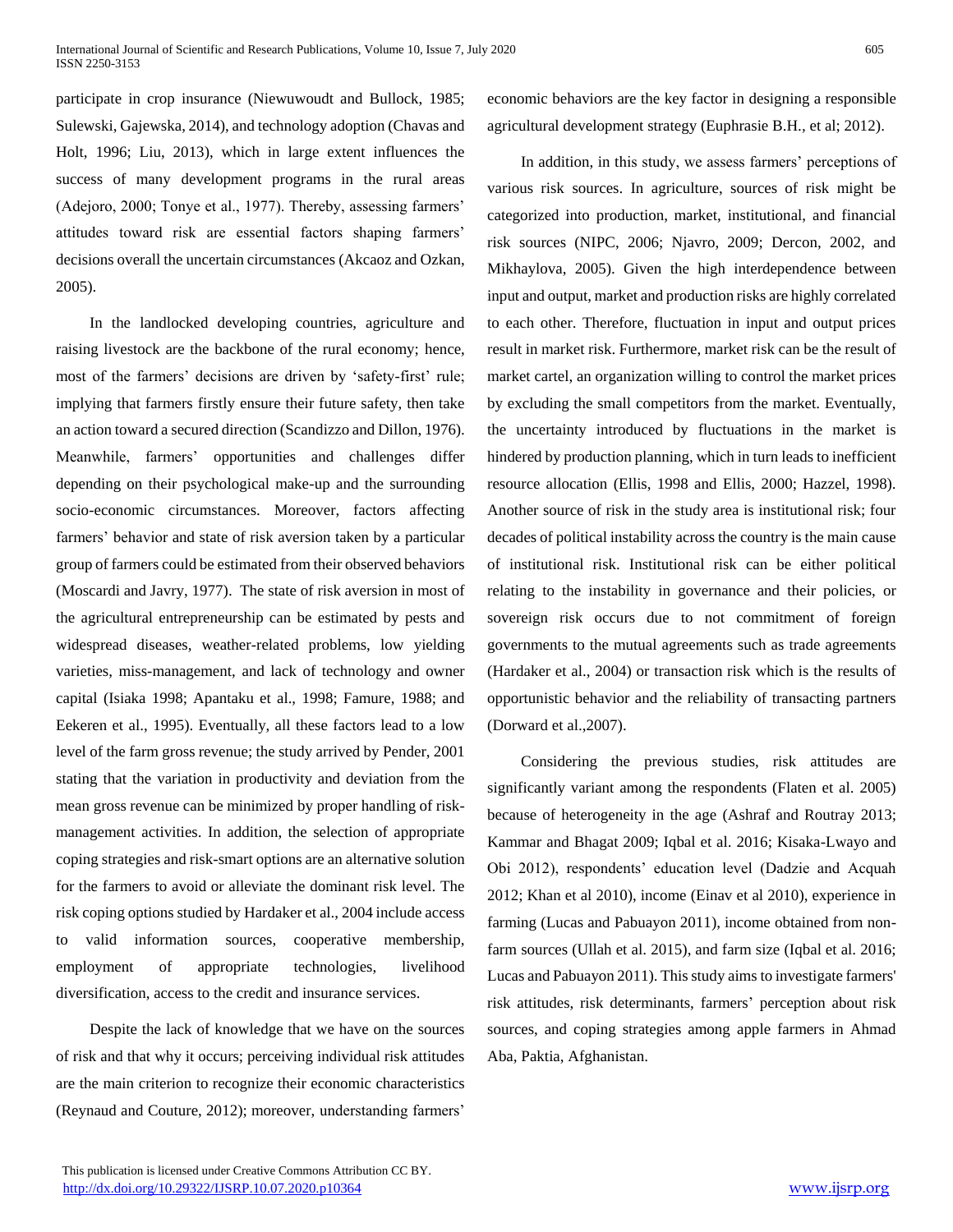participate in crop insurance (Niewuwoudt and Bullock, 1985; Sulewski, Gajewska, 2014), and technology adoption (Chavas and Holt, 1996; Liu, 2013), which in large extent influences the success of many development programs in the rural areas (Adejoro, 2000; Tonye et al., 1977). Thereby, assessing farmers' attitudes toward risk are essential factors shaping farmers' decisions overall the uncertain circumstances (Akcaoz and Ozkan, 2005).

In the landlocked developing countries, agriculture and raising livestock are the backbone of the rural economy; hence, most of the farmers' decisions are driven by 'safety-first' rule; implying that farmers firstly ensure their future safety, then take an action toward a secured direction (Scandizzo and Dillon, 1976). Meanwhile, farmers' opportunities and challenges differ depending on their psychological make-up and the surrounding socio-economic circumstances. Moreover, factors affecting farmers' behavior and state of risk aversion taken by a particular group of farmers could be estimated from their observed behaviors (Moscardi and Javry, 1977). The state of risk aversion in most of the agricultural entrepreneurship can be estimated by pests and widespread diseases, weather-related problems, low yielding varieties, miss-management, and lack of technology and owner capital (Isiaka 1998; Apantaku et al., 1998; Famure, 1988; and Eekeren et al., 1995). Eventually, all these factors lead to a low level of the farm gross revenue; the study arrived by Pender, 2001 stating that the variation in productivity and deviation from the mean gross revenue can be minimized by proper handling of risk-management activities. In addition, the selection of appropriate coping strategies and risk-smart options are an alternative solution for the farmers to avoid or alleviate the dominant risk level. The risk coping options studied by Hardaker et al., 2004 include access to valid information sources, cooperative membership, employment of appropriate technologies, livelihood diversification, access to the credit and insurance services.

Despite the lack of knowledge that we have on the sources of risk and that why it occurs; perceiving individual risk attitudes are the main criterion to recognize their economic characteristics (Reynaud and Couture, 2012); moreover, understanding farmers' economic behaviors are the key factor in designing a responsible agricultural development strategy (Euphrasie B.H., et al; 2012).

In addition, in this study, we assess farmers' perceptions of various risk sources. In agriculture, sources of risk might be categorized into production, market, institutional, and financial risk sources (NIPC, 2006; Njavro, 2009; Dercon, 2002, and Mikhaylova, 2005). Given the high interdependence between input and output, market and production risks are highly correlated to each other. Therefore, fluctuation in input and output prices result in market risk. Furthermore, market risk can be the result of market cartel, an organization willing to control the market prices by excluding the small competitors from the market. Eventually, the uncertainty introduced by fluctuations in the market is hindered by production planning, which in turn leads to inefficient resource allocation (Ellis, 1998 and Ellis, 2000; Hazzel, 1998). Another source of risk in the study area is institutional risk; four decades of political instability across the country is the main cause of institutional risk. Institutional risk can be either political relating to the instability in governance and their policies, or sovereign risk occurs due to not commitment of foreign governments to the mutual agreements such as trade agreements (Hardaker et al., 2004) or transaction risk which is the results of opportunistic behavior and the reliability of transacting partners (Dorward et al.,2007).

Considering the previous studies, risk attitudes are significantly variant among the respondents (Flaten et al. 2005) because of heterogeneity in the age (Ashraf and Routray 2013; Kammar and Bhagat 2009; Iqbal et al. 2016; Kisaka-Lwayo and Obi 2012), respondents' education level (Dadzie and Acquah 2012; Khan et al 2010), income (Einav et al 2010), experience in farming (Lucas and Pabuayon 2011), income obtained from non-farm sources (Ullah et al. 2015), and farm size (Iqbal et al. 2016; Lucas and Pabuayon 2011). This study aims to investigate farmers' risk attitudes, risk determinants, farmers' perception about risk sources, and coping strategies among apple farmers in Ahmad Aba, Paktia, Afghanistan.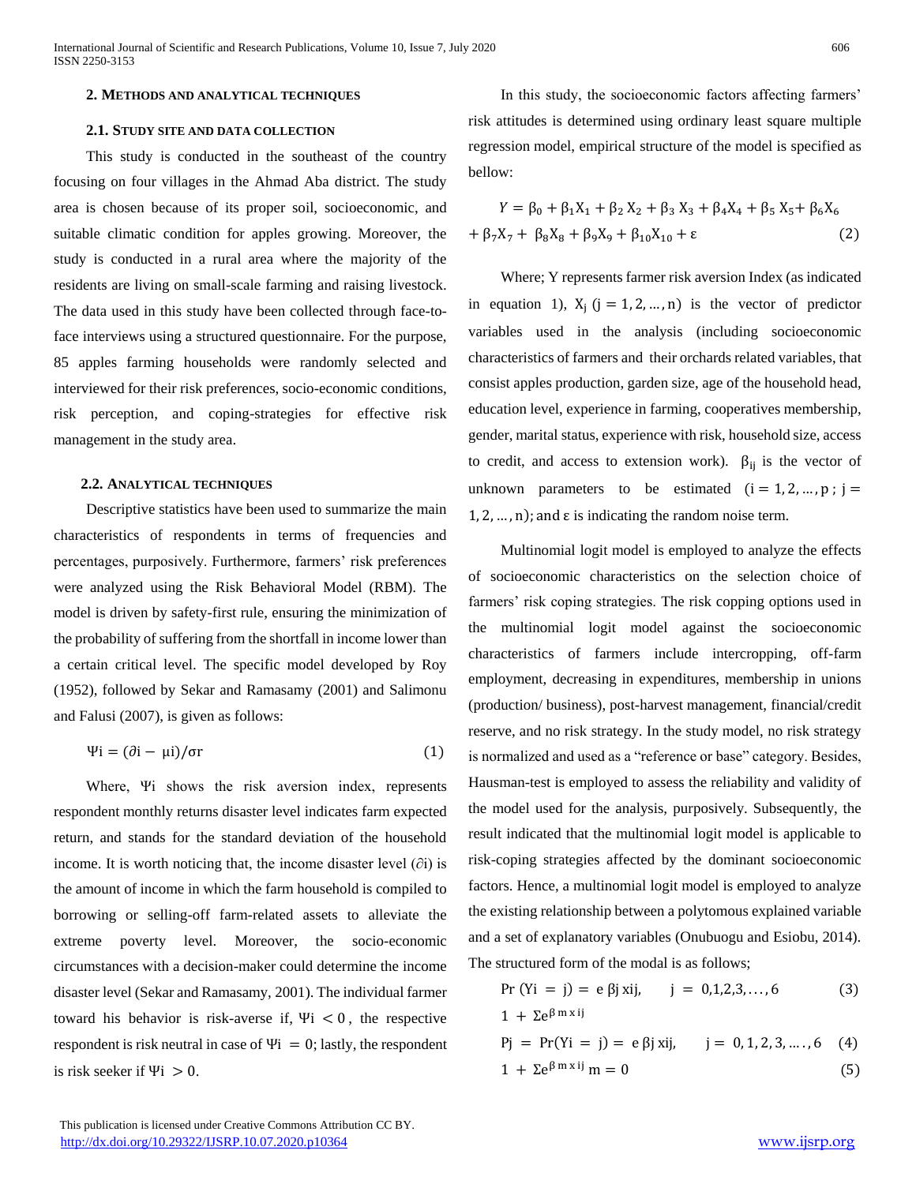## 2. Methods and analytical techniques

### 2.1. Study site and data collection

This study is conducted in the southeast of the country focusing on four villages in the Ahmad Aba district. The study area is chosen because of its proper soil, socioeconomic, and suitable climatic condition for apples growing. Moreover, the study is conducted in a rural area where the majority of the residents are living on small-scale farming and raising livestock. The data used in this study have been collected through face-to-face interviews using a structured questionnaire. For the purpose, 85 apples farming households were randomly selected and interviewed for their risk preferences, socio-economic conditions, risk perception, and coping-strategies for effective risk management in the study area.

### 2.2. Analytical techniques

Descriptive statistics have been used to summarize the main characteristics of respondents in terms of frequencies and percentages, purposively. Furthermore, farmers' risk preferences were analyzed using the Risk Behavioral Model (RBM). The model is driven by safety-first rule, ensuring the minimization of the probability of suffering from the shortfall in income lower than a certain critical level. The specific model developed by Roy (1952), followed by Sekar and Ramasamy (2001) and Salimonu and Falusi (2007), is given as follows:

$$\Psi i = (\partial i - \mu i)/\sigma r \quad (1)$$

Where, Ψi shows the risk aversion index, represents respondent monthly returns disaster level indicates farm expected return, and stands for the standard deviation of the household income. It is worth noticing that, the income disaster level ($\partial i$) is the amount of income in which the farm household is compiled to borrowing or selling-off farm-related assets to alleviate the extreme poverty level. Moreover, the socio-economic circumstances with a decision-maker could determine the income disaster level (Sekar and Ramasamy, 2001). The individual farmer toward his behavior is risk-averse if, $\Psi i < 0$, the respective respondent is risk neutral in case of $\Psi i = 0$; lastly, the respondent is risk seeker if $\Psi i > 0$.

In this study, the socioeconomic factors affecting farmers' risk attitudes is determined using ordinary least square multiple regression model, empirical structure of the model is specified as bellow:

$$Y = \beta_0 + \beta_1 X_1 + \beta_2 X_2 + \beta_3 X_3 + \beta_4 X_4 + \beta_5 X_5 + \beta_6 X_6 + \beta_7 X_7 + \beta_8 X_8 + \beta_9 X_9 + \beta_{10} X_{10} + \varepsilon \quad (2)$$

Where; Y represents farmer risk aversion Index (as indicated in equation 1), $X_j$ $(j = 1, 2, \ldots, n)$ is the vector of predictor variables used in the analysis (including socioeconomic characteristics of farmers and their orchards related variables, that consist apples production, garden size, age of the household head, education level, experience in farming, cooperatives membership, gender, marital status, experience with risk, household size, access to credit, and access to extension work). $\beta_{ij}$ is the vector of unknown parameters to be estimated $(i = 1, 2, \ldots, p\,;\; j = 1, 2, \ldots, n)$; and ε is indicating the random noise term.

Multinomial logit model is employed to analyze the effects of socioeconomic characteristics on the selection choice of farmers' risk coping strategies. The risk copping options used in the multinomial logit model against the socioeconomic characteristics of farmers include intercropping, off-farm employment, decreasing in expenditures, membership in unions (production/ business), post-harvest management, financial/credit reserve, and no risk strategy. In the study model, no risk strategy is normalized and used as a "reference or base" category. Besides, Hausman-test is employed to assess the reliability and validity of the model used for the analysis, purposively. Subsequently, the result indicated that the multinomial logit model is applicable to risk-coping strategies affected by the dominant socioeconomic factors. Hence, a multinomial logit model is employed to analyze the existing relationship between a polytomous explained variable and a set of explanatory variables (Onubuogu and Esiobu, 2014). The structured form of the modal is as follows;

$$\Pr(Yi = j) = \frac{e\,\beta j\,xij}{1 + \Sigma e^{\beta\, m\, x\, ij}}, \quad j = 0,1,2,3,\ldots,6 \quad (3)$$

$$Pj = \Pr(Yi = j) = \frac{e\,\beta j\,xij}{1 + \Sigma e^{\beta\, m\, x\, ij}\; m = 0}, \quad j = 0, 1, 2, 3, \ldots, 6 \quad (4)\;(5)$$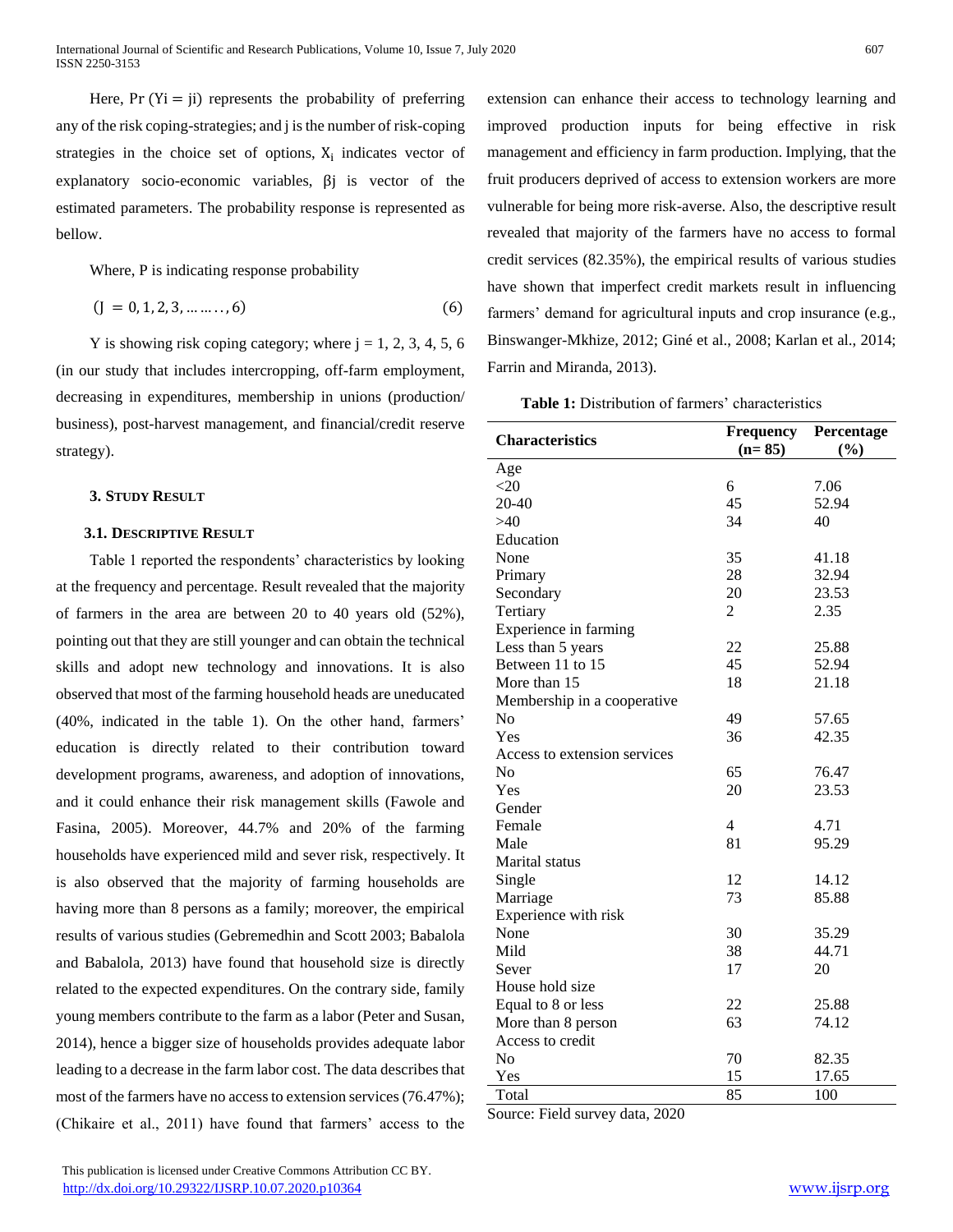Here, Pr (Yi = ji) represents the probability of preferring any of the risk coping-strategies; and j is the number of risk-coping strategies in the choice set of options, $X_i$ indicates vector of explanatory socio-economic variables, βj is vector of the estimated parameters. The probability response is represented as bellow.

Where, P is indicating response probability

$$(J = 0, 1, 2, 3, \ldots\ldots, 6) \tag{6}$$

Y is showing risk coping category; where j = 1, 2, 3, 4, 5, 6 (in our study that includes intercropping, off-farm employment, decreasing in expenditures, membership in unions (production/ business), post-harvest management, and financial/credit reserve strategy).

### 3. STUDY RESULT

#### 3.1. DESCRIPTIVE RESULT

Table 1 reported the respondents' characteristics by looking at the frequency and percentage. Result revealed that the majority of farmers in the area are between 20 to 40 years old (52%), pointing out that they are still younger and can obtain the technical skills and adopt new technology and innovations. It is also observed that most of the farming household heads are uneducated (40%, indicated in the table 1). On the other hand, farmers' education is directly related to their contribution toward development programs, awareness, and adoption of innovations, and it could enhance their risk management skills (Fawole and Fasina, 2005). Moreover, 44.7% and 20% of the farming households have experienced mild and sever risk, respectively. It is also observed that the majority of farming households are having more than 8 persons as a family; moreover, the empirical results of various studies (Gebremedhin and Scott 2003; Babalola and Babalola, 2013) have found that household size is directly related to the expected expenditures. On the contrary side, family young members contribute to the farm as a labor (Peter and Susan, 2014), hence a bigger size of households provides adequate labor leading to a decrease in the farm labor cost. The data describes that most of the farmers have no access to extension services (76.47%); (Chikaire et al., 2011) have found that farmers' access to the extension can enhance their access to technology learning and improved production inputs for being effective in risk management and efficiency in farm production. Implying, that the fruit producers deprived of access to extension workers are more vulnerable for being more risk-averse. Also, the descriptive result revealed that majority of the farmers have no access to formal credit services (82.35%), the empirical results of various studies have shown that imperfect credit markets result in influencing farmers' demand for agricultural inputs and crop insurance (e.g., Binswanger-Mkhize, 2012; Giné et al., 2008; Karlan et al., 2014; Farrin and Miranda, 2013).

**Table 1:** Distribution of farmers' characteristics

| Characteristics | Frequency (n= 85) | Percentage (%) |
|---|---|---|
| Age | | |
| <20 | 6 | 7.06 |
| 20-40 | 45 | 52.94 |
| >40 | 34 | 40 |
| Education | | |
| None | 35 | 41.18 |
| Primary | 28 | 32.94 |
| Secondary | 20 | 23.53 |
| Tertiary | 2 | 2.35 |
| Experience in farming | | |
| Less than 5 years | 22 | 25.88 |
| Between 11 to 15 | 45 | 52.94 |
| More than 15 | 18 | 21.18 |
| Membership in a cooperative | | |
| No | 49 | 57.65 |
| Yes | 36 | 42.35 |
| Access to extension services | | |
| No | 65 | 76.47 |
| Yes | 20 | 23.53 |
| Gender | | |
| Female | 4 | 4.71 |
| Male | 81 | 95.29 |
| Marital status | | |
| Single | 12 | 14.12 |
| Marriage | 73 | 85.88 |
| Experience with risk | | |
| None | 30 | 35.29 |
| Mild | 38 | 44.71 |
| Sever | 17 | 20 |
| House hold size | | |
| Equal to 8 or less | 22 | 25.88 |
| More than 8 person | 63 | 74.12 |
| Access to credit | | |
| No | 70 | 82.35 |
| Yes | 15 | 17.65 |
| Total | 85 | 100 |

Source: Field survey data, 2020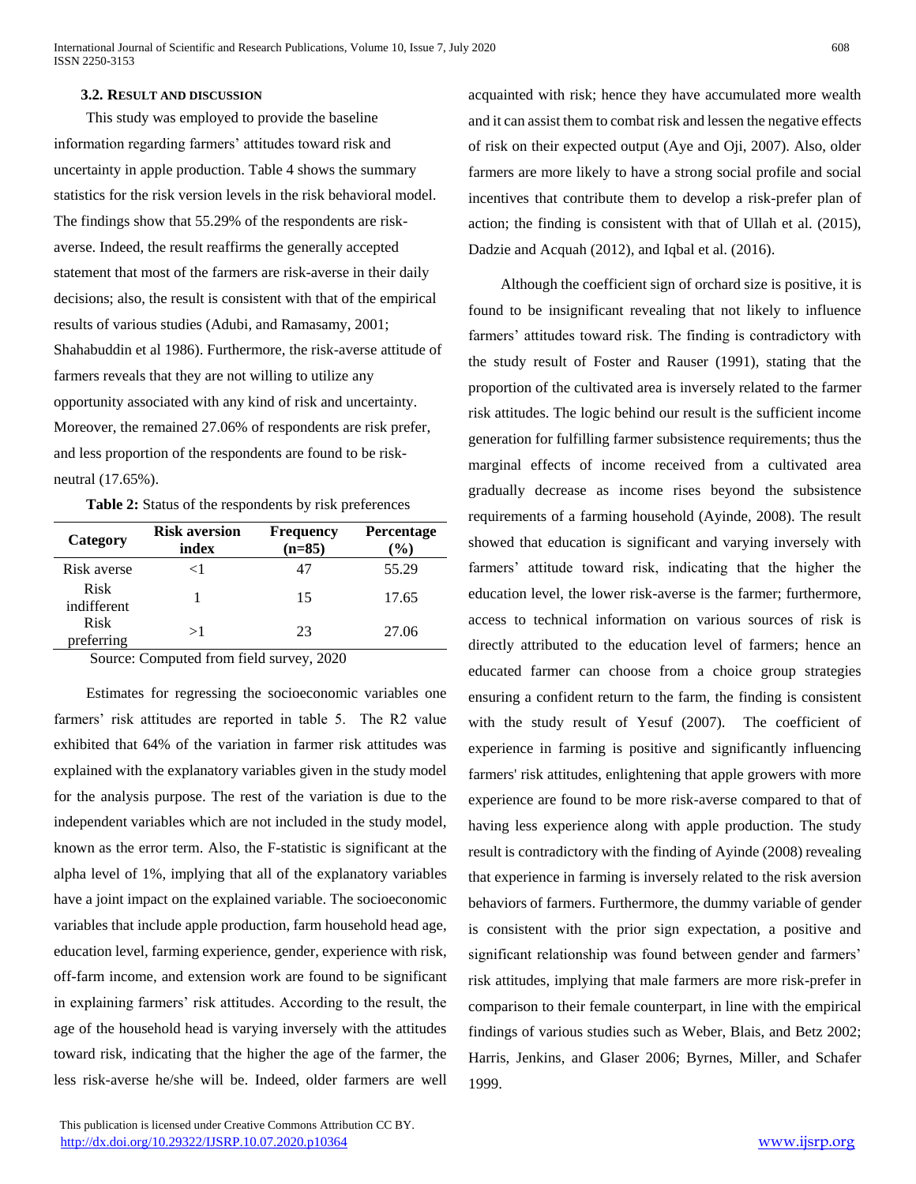### 3.2. Result and Discussion

This study was employed to provide the baseline information regarding farmers' attitudes toward risk and uncertainty in apple production. Table 4 shows the summary statistics for the risk version levels in the risk behavioral model. The findings show that 55.29% of the respondents are risk-averse. Indeed, the result reaffirms the generally accepted statement that most of the farmers are risk-averse in their daily decisions; also, the result is consistent with that of the empirical results of various studies (Adubi, and Ramasamy, 2001; Shahabuddin et al 1986). Furthermore, the risk-averse attitude of farmers reveals that they are not willing to utilize any opportunity associated with any kind of risk and uncertainty. Moreover, the remained 27.06% of respondents are risk prefer, and less proportion of the respondents are found to be risk-neutral (17.65%).

**Table 2:** Status of the respondents by risk preferences

| Category | Risk aversion index | Frequency (n=85) | Percentage (%) |
|---|---|---|---|
| Risk averse | <1 | 47 | 55.29 |
| Risk indifferent | 1 | 15 | 17.65 |
| Risk preferring | >1 | 23 | 27.06 |

Source: Computed from field survey, 2020

Estimates for regressing the socioeconomic variables one farmers' risk attitudes are reported in table 5. The R2 value exhibited that 64% of the variation in farmer risk attitudes was explained with the explanatory variables given in the study model for the analysis purpose. The rest of the variation is due to the independent variables which are not included in the study model, known as the error term. Also, the F-statistic is significant at the alpha level of 1%, implying that all of the explanatory variables have a joint impact on the explained variable. The socioeconomic variables that include apple production, farm household head age, education level, farming experience, gender, experience with risk, off-farm income, and extension work are found to be significant in explaining farmers' risk attitudes. According to the result, the age of the household head is varying inversely with the attitudes toward risk, indicating that the higher the age of the farmer, the less risk-averse he/she will be. Indeed, older farmers are well acquainted with risk; hence they have accumulated more wealth and it can assist them to combat risk and lessen the negative effects of risk on their expected output (Aye and Oji, 2007). Also, older farmers are more likely to have a strong social profile and social incentives that contribute them to develop a risk-prefer plan of action; the finding is consistent with that of Ullah et al. (2015), Dadzie and Acquah (2012), and Iqbal et al. (2016).

Although the coefficient sign of orchard size is positive, it is found to be insignificant revealing that not likely to influence farmers' attitudes toward risk. The finding is contradictory with the study result of Foster and Rauser (1991), stating that the proportion of the cultivated area is inversely related to the farmer risk attitudes. The logic behind our result is the sufficient income generation for fulfilling farmer subsistence requirements; thus the marginal effects of income received from a cultivated area gradually decrease as income rises beyond the subsistence requirements of a farming household (Ayinde, 2008). The result showed that education is significant and varying inversely with farmers' attitude toward risk, indicating that the higher the education level, the lower risk-averse is the farmer; furthermore, access to technical information on various sources of risk is directly attributed to the education level of farmers; hence an educated farmer can choose from a choice group strategies ensuring a confident return to the farm, the finding is consistent with the study result of Yesuf (2007). The coefficient of experience in farming is positive and significantly influencing farmers' risk attitudes, enlightening that apple growers with more experience are found to be more risk-averse compared to that of having less experience along with apple production. The study result is contradictory with the finding of Ayinde (2008) revealing that experience in farming is inversely related to the risk aversion behaviors of farmers. Furthermore, the dummy variable of gender is consistent with the prior sign expectation, a positive and significant relationship was found between gender and farmers' risk attitudes, implying that male farmers are more risk-prefer in comparison to their female counterpart, in line with the empirical findings of various studies such as Weber, Blais, and Betz 2002; Harris, Jenkins, and Glaser 2006; Byrnes, Miller, and Schafer 1999.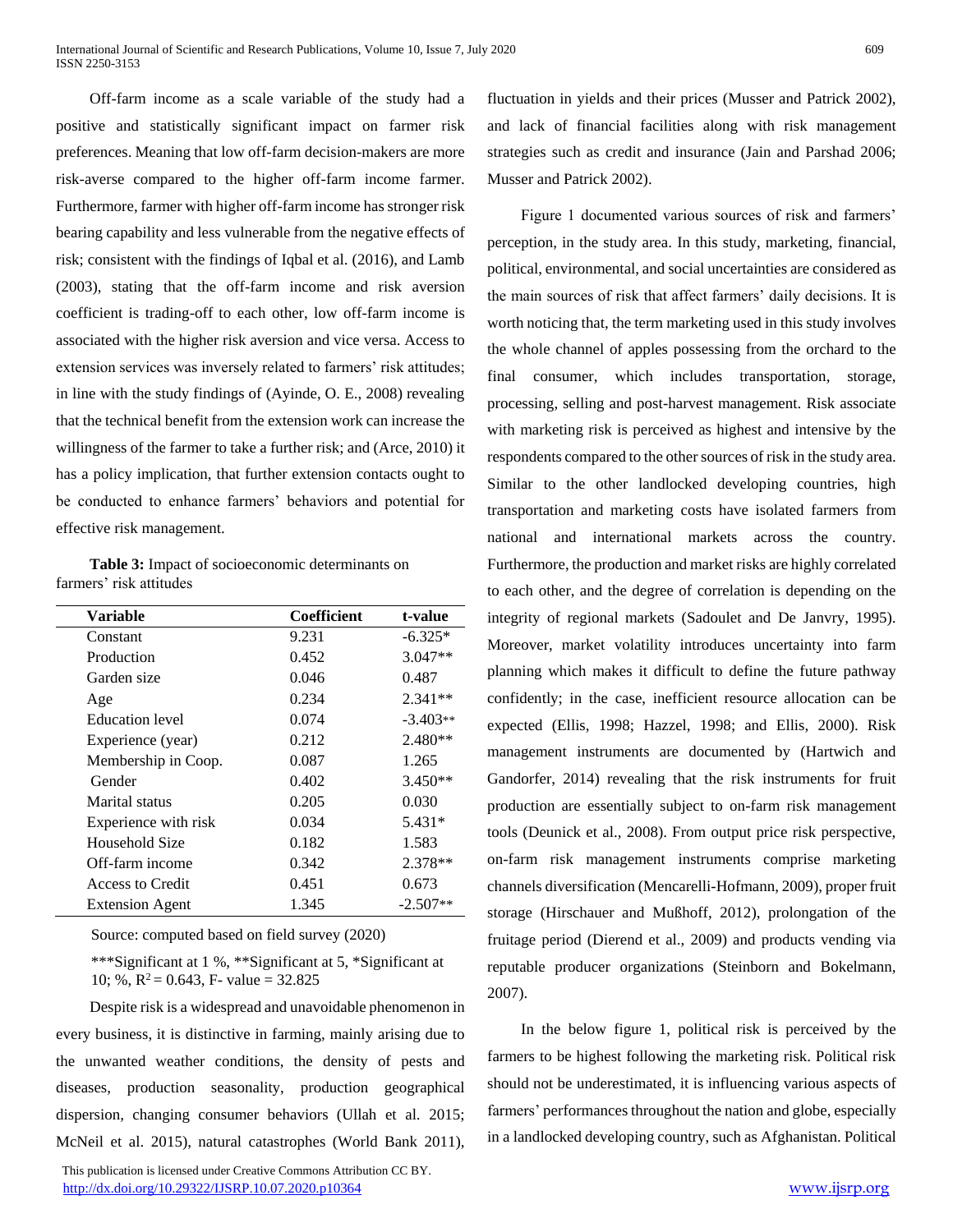Off-farm income as a scale variable of the study had a positive and statistically significant impact on farmer risk preferences. Meaning that low off-farm decision-makers are more risk-averse compared to the higher off-farm income farmer. Furthermore, farmer with higher off-farm income has stronger risk bearing capability and less vulnerable from the negative effects of risk; consistent with the findings of Iqbal et al. (2016), and Lamb (2003), stating that the off-farm income and risk aversion coefficient is trading-off to each other, low off-farm income is associated with the higher risk aversion and vice versa. Access to extension services was inversely related to farmers' risk attitudes; in line with the study findings of (Ayinde, O. E., 2008) revealing that the technical benefit from the extension work can increase the willingness of the farmer to take a further risk; and (Arce, 2010) it has a policy implication, that further extension contacts ought to be conducted to enhance farmers' behaviors and potential for effective risk management.

**Table 3:** Impact of socioeconomic determinants on farmers' risk attitudes

| Variable | Coefficient | t-value |
|---|---|---|
| Constant | 9.231 | -6.325* |
| Production | 0.452 | 3.047** |
| Garden size | 0.046 | 0.487 |
| Age | 0.234 | 2.341** |
| Education level | 0.074 | -3.403** |
| Experience (year) | 0.212 | 2.480** |
| Membership in Coop. | 0.087 | 1.265 |
| Gender | 0.402 | 3.450** |
| Marital status | 0.205 | 0.030 |
| Experience with risk | 0.034 | 5.431* |
| Household Size | 0.182 | 1.583 |
| Off-farm income | 0.342 | 2.378** |
| Access to Credit | 0.451 | 0.673 |
| Extension Agent | 1.345 | -2.507** |

Source: computed based on field survey (2020)

***Significant at 1 %, **Significant at 5, *Significant at 10; %, $R^2 = 0.643$, F- value = 32.825

Despite risk is a widespread and unavoidable phenomenon in every business, it is distinctive in farming, mainly arising due to the unwanted weather conditions, the density of pests and diseases, production seasonality, production geographical dispersion, changing consumer behaviors (Ullah et al. 2015; McNeil et al. 2015), natural catastrophes (World Bank 2011), fluctuation in yields and their prices (Musser and Patrick 2002), and lack of financial facilities along with risk management strategies such as credit and insurance (Jain and Parshad 2006; Musser and Patrick 2002).

Figure 1 documented various sources of risk and farmers' perception, in the study area. In this study, marketing, financial, political, environmental, and social uncertainties are considered as the main sources of risk that affect farmers' daily decisions. It is worth noticing that, the term marketing used in this study involves the whole channel of apples possessing from the orchard to the final consumer, which includes transportation, storage, processing, selling and post-harvest management. Risk associate with marketing risk is perceived as highest and intensive by the respondents compared to the other sources of risk in the study area. Similar to the other landlocked developing countries, high transportation and marketing costs have isolated farmers from national and international markets across the country. Furthermore, the production and market risks are highly correlated to each other, and the degree of correlation is depending on the integrity of regional markets (Sadoulet and De Janvry, 1995). Moreover, market volatility introduces uncertainty into farm planning which makes it difficult to define the future pathway confidently; in the case, inefficient resource allocation can be expected (Ellis, 1998; Hazzel, 1998; and Ellis, 2000). Risk management instruments are documented by (Hartwich and Gandorfer, 2014) revealing that the risk instruments for fruit production are essentially subject to on-farm risk management tools (Deunick et al., 2008). From output price risk perspective, on-farm risk management instruments comprise marketing channels diversification (Mencarelli-Hofmann, 2009), proper fruit storage (Hirschauer and Mußhoff, 2012), prolongation of the fruitage period (Dierend et al., 2009) and products vending via reputable producer organizations (Steinborn and Bokelmann, 2007).

In the below figure 1, political risk is perceived by the farmers to be highest following the marketing risk. Political risk should not be underestimated, it is influencing various aspects of farmers' performances throughout the nation and globe, especially in a landlocked developing country, such as Afghanistan. Political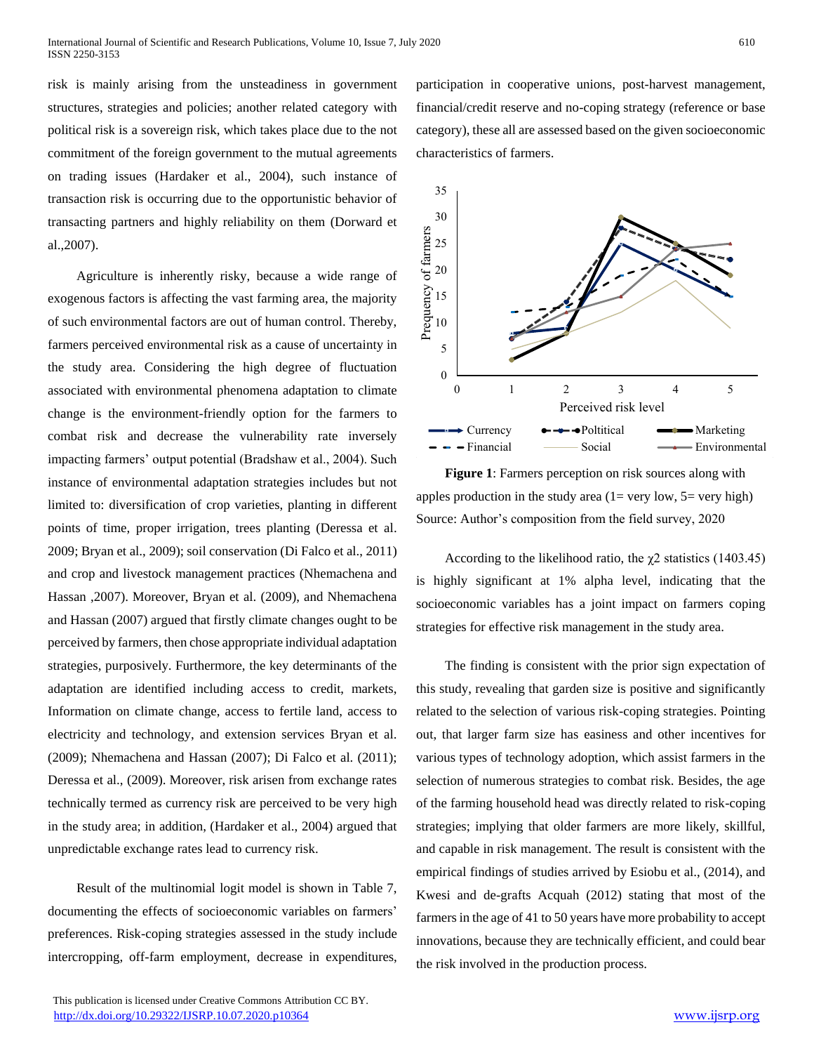risk is mainly arising from the unsteadiness in government structures, strategies and policies; another related category with political risk is a sovereign risk, which takes place due to the not commitment of the foreign government to the mutual agreements on trading issues (Hardaker et al., 2004), such instance of transaction risk is occurring due to the opportunistic behavior of transacting partners and highly reliability on them (Dorward et al.,2007).

Agriculture is inherently risky, because a wide range of exogenous factors is affecting the vast farming area, the majority of such environmental factors are out of human control. Thereby, farmers perceived environmental risk as a cause of uncertainty in the study area. Considering the high degree of fluctuation associated with environmental phenomena adaptation to climate change is the environment-friendly option for the farmers to combat risk and decrease the vulnerability rate inversely impacting farmers' output potential (Bradshaw et al., 2004). Such instance of environmental adaptation strategies includes but not limited to: diversification of crop varieties, planting in different points of time, proper irrigation, trees planting (Deressa et al. 2009; Bryan et al., 2009); soil conservation (Di Falco et al., 2011) and crop and livestock management practices (Nhemachena and Hassan ,2007). Moreover, Bryan et al. (2009), and Nhemachena and Hassan (2007) argued that firstly climate changes ought to be perceived by farmers, then chose appropriate individual adaptation strategies, purposively. Furthermore, the key determinants of the adaptation are identified including access to credit, markets, Information on climate change, access to fertile land, access to electricity and technology, and extension services Bryan et al. (2009); Nhemachena and Hassan (2007); Di Falco et al. (2011); Deressa et al., (2009). Moreover, risk arisen from exchange rates technically termed as currency risk are perceived to be very high in the study area; in addition, (Hardaker et al., 2004) argued that unpredictable exchange rates lead to currency risk.

Result of the multinomial logit model is shown in Table 7, documenting the effects of socioeconomic variables on farmers' preferences. Risk-coping strategies assessed in the study include intercropping, off-farm employment, decrease in expenditures, participation in cooperative unions, post-harvest management, financial/credit reserve and no-coping strategy (reference or base category), these all are assessed based on the given socioeconomic characteristics of farmers.

**Figure 1**: Farmers perception on risk sources along with apples production in the study area (1= very low, 5= very high)
Source: Author's composition from the field survey, 2020

According to the likelihood ratio, the $\chi 2$ statistics (1403.45) is highly significant at 1% alpha level, indicating that the socioeconomic variables has a joint impact on farmers coping strategies for effective risk management in the study area.

The finding is consistent with the prior sign expectation of this study, revealing that garden size is positive and significantly related to the selection of various risk-coping strategies. Pointing out, that larger farm size has easiness and other incentives for various types of technology adoption, which assist farmers in the selection of numerous strategies to combat risk. Besides, the age of the farming household head was directly related to risk-coping strategies; implying that older farmers are more likely, skillful, and capable in risk management. The result is consistent with the empirical findings of studies arrived by Esiobu et al., (2014), and Kwesi and de-grafts Acquah (2012) stating that most of the farmers in the age of 41 to 50 years have more probability to accept innovations, because they are technically efficient, and could bear the risk involved in the production process.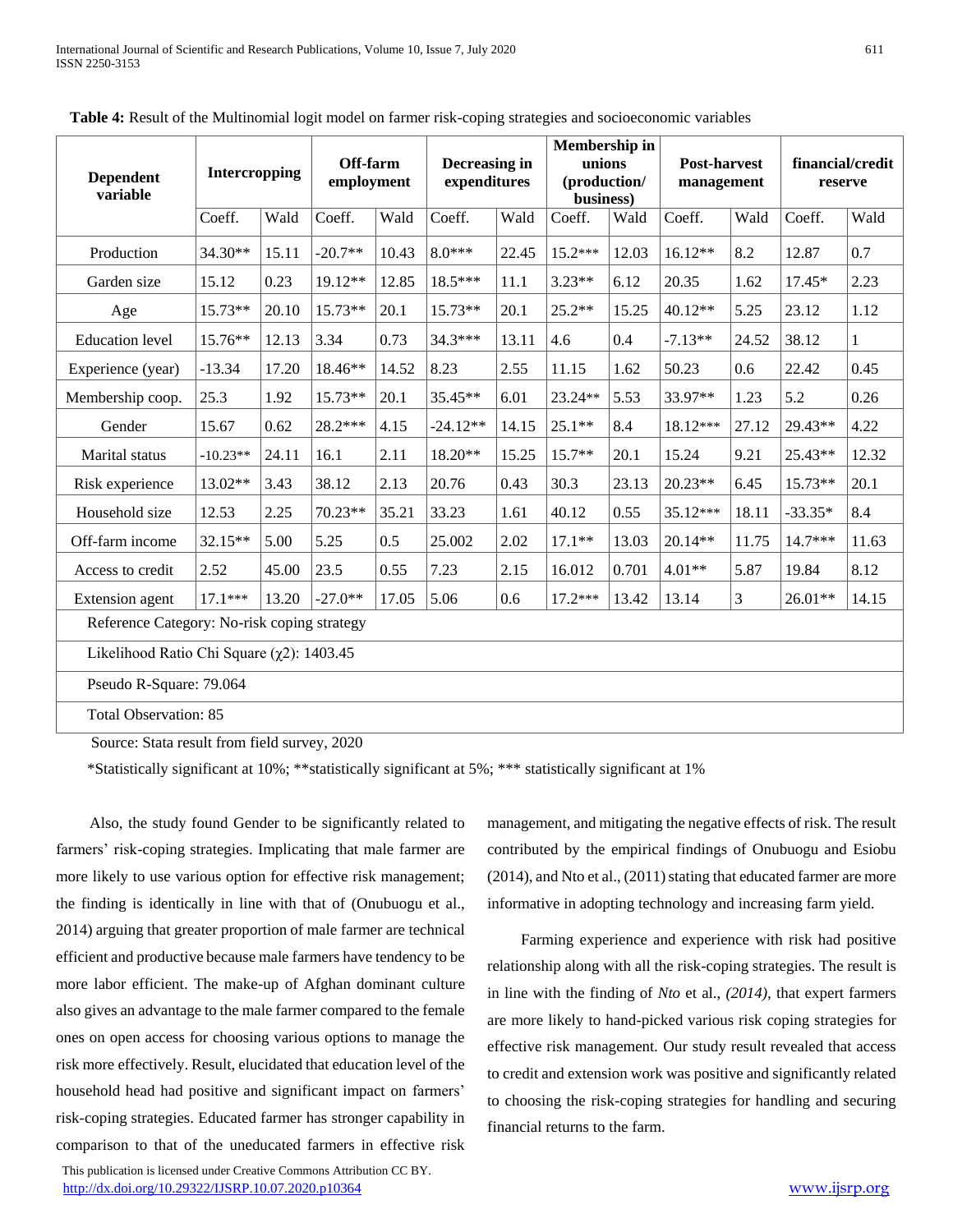**Table 4:** Result of the Multinomial logit model on farmer risk-coping strategies and socioeconomic variables

| Dependent variable | Intercropping | | Off-farm employment | | Decreasing in expenditures | | Membership in unions (production/ business) | | Post-harvest management | | financial/credit reserve | |
|---|---|---|---|---|---|---|---|---|---|---|---|---|
| | Coeff. | Wald | Coeff. | Wald | Coeff. | Wald | Coeff. | Wald | Coeff. | Wald | Coeff. | Wald |
| Production | 34.30** | 15.11 | -20.7** | 10.43 | 8.0*** | 22.45 | 15.2*** | 12.03 | 16.12** | 8.2 | 12.87 | 0.7 |
| Garden size | 15.12 | 0.23 | 19.12** | 12.85 | 18.5*** | 11.1 | 3.23** | 6.12 | 20.35 | 1.62 | 17.45* | 2.23 |
| Age | 15.73** | 20.10 | 15.73** | 20.1 | 15.73** | 20.1 | 25.2** | 15.25 | 40.12** | 5.25 | 23.12 | 1.12 |
| Education level | 15.76** | 12.13 | 3.34 | 0.73 | 34.3*** | 13.11 | 4.6 | 0.4 | -7.13** | 24.52 | 38.12 | 1 |
| Experience (year) | -13.34 | 17.20 | 18.46** | 14.52 | 8.23 | 2.55 | 11.15 | 1.62 | 50.23 | 0.6 | 22.42 | 0.45 |
| Membership coop. | 25.3 | 1.92 | 15.73** | 20.1 | 35.45** | 6.01 | 23.24** | 5.53 | 33.97** | 1.23 | 5.2 | 0.26 |
| Gender | 15.67 | 0.62 | 28.2*** | 4.15 | -24.12** | 14.15 | 25.1** | 8.4 | 18.12*** | 27.12 | 29.43** | 4.22 |
| Marital status | -10.23** | 24.11 | 16.1 | 2.11 | 18.20** | 15.25 | 15.7** | 20.1 | 15.24 | 9.21 | 25.43** | 12.32 |
| Risk experience | 13.02** | 3.43 | 38.12 | 2.13 | 20.76 | 0.43 | 30.3 | 23.13 | 20.23** | 6.45 | 15.73** | 20.1 |
| Household size | 12.53 | 2.25 | 70.23** | 35.21 | 33.23 | 1.61 | 40.12 | 0.55 | 35.12*** | 18.11 | -33.35* | 8.4 |
| Off-farm income | 32.15** | 5.00 | 5.25 | 0.5 | 25.002 | 2.02 | 17.1** | 13.03 | 20.14** | 11.75 | 14.7*** | 11.63 |
| Access to credit | 2.52 | 45.00 | 23.5 | 0.55 | 7.23 | 2.15 | 16.012 | 0.701 | 4.01** | 5.87 | 19.84 | 8.12 |
| Extension agent | 17.1*** | 13.20 | -27.0** | 17.05 | 5.06 | 0.6 | 17.2*** | 13.42 | 13.14 | 3 | 26.01** | 14.15 |
| Reference Category: No-risk coping strategy | | | | | | | | | | | | |
| Likelihood Ratio Chi Square ($\chi2$): 1403.45 | | | | | | | | | | | | |
| Pseudo R-Square: 79.064 | | | | | | | | | | | | |
| Total Observation: 85 | | | | | | | | | | | | |

Source: Stata result from field survey, 2020

*Statistically significant at 10%; **statistically significant at 5%; *** statistically significant at 1%

Also, the study found Gender to be significantly related to farmers' risk-coping strategies. Implicating that male farmer are more likely to use various option for effective risk management; the finding is identically in line with that of (Onubuogu et al., 2014) arguing that greater proportion of male farmer are technical efficient and productive because male farmers have tendency to be more labor efficient. The make-up of Afghan dominant culture also gives an advantage to the male farmer compared to the female ones on open access for choosing various options to manage the risk more effectively. Result, elucidated that education level of the household head had positive and significant impact on farmers' risk-coping strategies. Educated farmer has stronger capability in comparison to that of the uneducated farmers in effective risk management, and mitigating the negative effects of risk. The result contributed by the empirical findings of Onubuogu and Esiobu (2014), and Nto et al., (2011) stating that educated farmer are more informative in adopting technology and increasing farm yield.

Farming experience and experience with risk had positive relationship along with all the risk-coping strategies. The result is in line with the finding of *Nto* et al., *(2014)*, that expert farmers are more likely to hand-picked various risk coping strategies for effective risk management. Our study result revealed that access to credit and extension work was positive and significantly related to choosing the risk-coping strategies for handling and securing financial returns to the farm.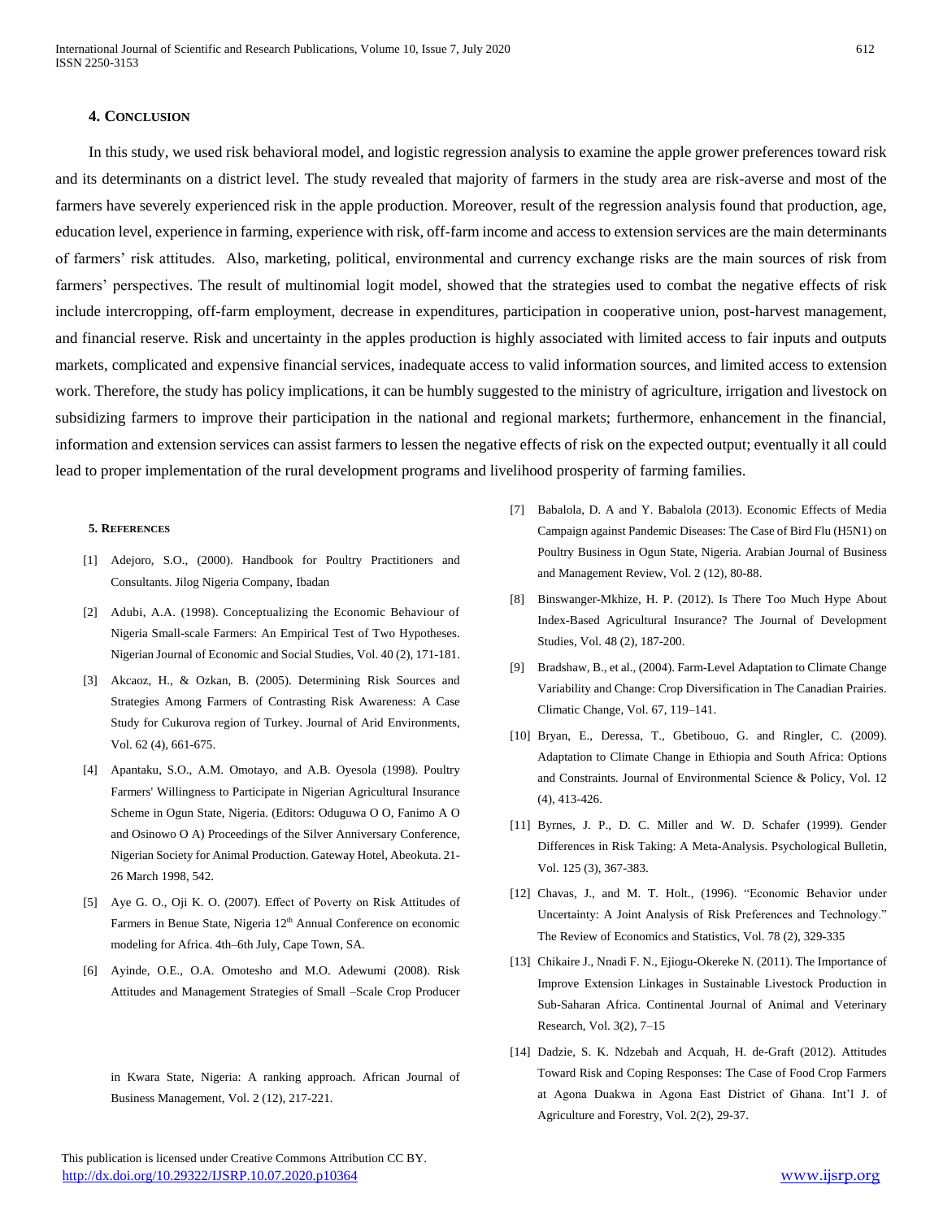## 4. Conclusion

In this study, we used risk behavioral model, and logistic regression analysis to examine the apple grower preferences toward risk and its determinants on a district level. The study revealed that majority of farmers in the study area are risk-averse and most of the farmers have severely experienced risk in the apple production. Moreover, result of the regression analysis found that production, age, education level, experience in farming, experience with risk, off-farm income and access to extension services are the main determinants of farmers' risk attitudes. Also, marketing, political, environmental and currency exchange risks are the main sources of risk from farmers' perspectives. The result of multinomial logit model, showed that the strategies used to combat the negative effects of risk include intercropping, off-farm employment, decrease in expenditures, participation in cooperative union, post-harvest management, and financial reserve. Risk and uncertainty in the apples production is highly associated with limited access to fair inputs and outputs markets, complicated and expensive financial services, inadequate access to valid information sources, and limited access to extension work. Therefore, the study has policy implications, it can be humbly suggested to the ministry of agriculture, irrigation and livestock on subsidizing farmers to improve their participation in the national and regional markets; furthermore, enhancement in the financial, information and extension services can assist farmers to lessen the negative effects of risk on the expected output; eventually it all could lead to proper implementation of the rural development programs and livelihood prosperity of farming families.

## 5. References

[1] Adejoro, S.O., (2000). Handbook for Poultry Practitioners and Consultants. Jilog Nigeria Company, Ibadan

[2] Adubi, A.A. (1998). Conceptualizing the Economic Behaviour of Nigeria Small-scale Farmers: An Empirical Test of Two Hypotheses. Nigerian Journal of Economic and Social Studies, Vol. 40 (2), 171-181.

[3] Akcaoz, H., & Ozkan, B. (2005). Determining Risk Sources and Strategies Among Farmers of Contrasting Risk Awareness: A Case Study for Cukurova region of Turkey. Journal of Arid Environments, Vol. 62 (4), 661-675.

[4] Apantaku, S.O., A.M. Omotayo, and A.B. Oyesola (1998). Poultry Farmers' Willingness to Participate in Nigerian Agricultural Insurance Scheme in Ogun State, Nigeria. (Editors: Oduguwa O O, Fanimo A O and Osinowo O A) Proceedings of the Silver Anniversary Conference, Nigerian Society for Animal Production. Gateway Hotel, Abeokuta. 21-26 March 1998, 542.

[5] Aye G. O., Oji K. O. (2007). Effect of Poverty on Risk Attitudes of Farmers in Benue State, Nigeria 12th Annual Conference on economic modeling for Africa. 4th–6th July, Cape Town, SA.

[6] Ayinde, O.E., O.A. Omotesho and M.O. Adewumi (2008). Risk Attitudes and Management Strategies of Small –Scale Crop Producer in Kwara State, Nigeria: A ranking approach. African Journal of Business Management, Vol. 2 (12), 217-221.

[7] Babalola, D. A and Y. Babalola (2013). Economic Effects of Media Campaign against Pandemic Diseases: The Case of Bird Flu (H5N1) on Poultry Business in Ogun State, Nigeria. Arabian Journal of Business and Management Review, Vol. 2 (12), 80-88.

[8] Binswanger-Mkhize, H. P. (2012). Is There Too Much Hype About Index-Based Agricultural Insurance? The Journal of Development Studies, Vol. 48 (2), 187-200.

[9] Bradshaw, B., et al., (2004). Farm-Level Adaptation to Climate Change Variability and Change: Crop Diversification in The Canadian Prairies. Climatic Change, Vol. 67, 119–141.

[10] Bryan, E., Deressa, T., Gbetibouo, G. and Ringler, C. (2009). Adaptation to Climate Change in Ethiopia and South Africa: Options and Constraints. Journal of Environmental Science & Policy, Vol. 12 (4), 413-426.

[11] Byrnes, J. P., D. C. Miller and W. D. Schafer (1999). Gender Differences in Risk Taking: A Meta-Analysis. Psychological Bulletin, Vol. 125 (3), 367-383.

[12] Chavas, J., and M. T. Holt., (1996). "Economic Behavior under Uncertainty: A Joint Analysis of Risk Preferences and Technology." The Review of Economics and Statistics, Vol. 78 (2), 329-335

[13] Chikaire J., Nnadi F. N., Ejiogu-Okereke N. (2011). The Importance of Improve Extension Linkages in Sustainable Livestock Production in Sub-Saharan Africa. Continental Journal of Animal and Veterinary Research, Vol. 3(2), 7–15

[14] Dadzie, S. K. Ndzebah and Acquah, H. de-Graft (2012). Attitudes Toward Risk and Coping Responses: The Case of Food Crop Farmers at Agona Duakwa in Agona East District of Ghana. Int'l J. of Agriculture and Forestry, Vol. 2(2), 29-37.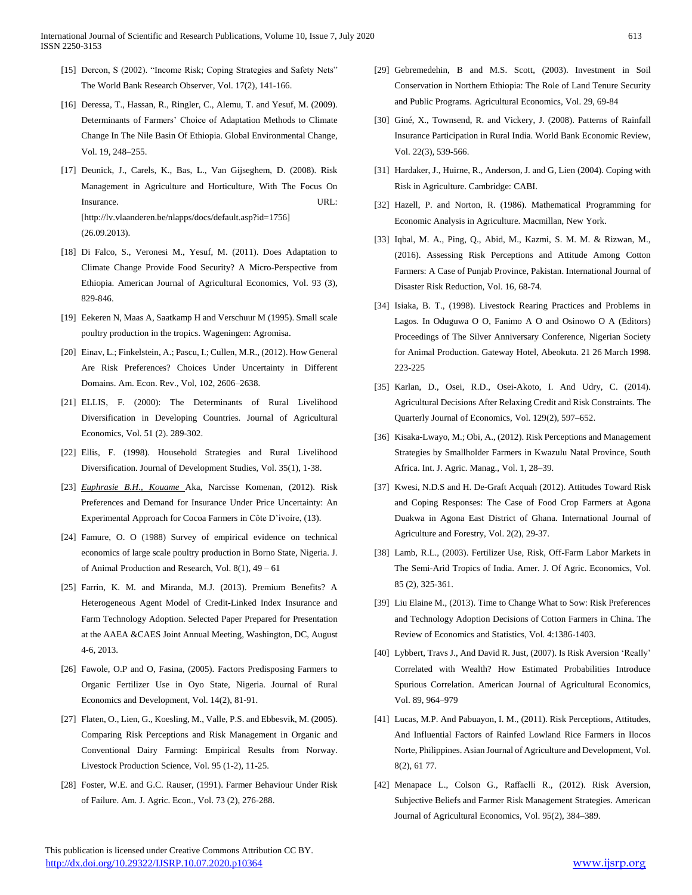[15] Dercon, S (2002). "Income Risk; Coping Strategies and Safety Nets" The World Bank Research Observer, Vol. 17(2), 141-166.

[16] Deressa, T., Hassan, R., Ringler, C., Alemu, T. and Yesuf, M. (2009). Determinants of Farmers' Choice of Adaptation Methods to Climate Change In The Nile Basin Of Ethiopia. Global Environmental Change, Vol. 19, 248–255.

[17] Deunick, J., Carels, K., Bas, L., Van Gijseghem, D. (2008). Risk Management in Agriculture and Horticulture, With The Focus On Insurance. URL: [http://lv.vlaanderen.be/nlapps/docs/default.asp?id=1756] (26.09.2013).

[18] Di Falco, S., Veronesi M., Yesuf, M. (2011). Does Adaptation to Climate Change Provide Food Security? A Micro-Perspective from Ethiopia. American Journal of Agricultural Economics, Vol. 93 (3), 829-846.

[19] Eekeren N, Maas A, Saatkamp H and Verschuur M (1995). Small scale poultry production in the tropics. Wageningen: Agromisa.

[20] Einav, L.; Finkelstein, A.; Pascu, I.; Cullen, M.R., (2012). How General Are Risk Preferences? Choices Under Uncertainty in Different Domains. Am. Econ. Rev., Vol, 102, 2606–2638.

[21] ELLIS, F. (2000): The Determinants of Rural Livelihood Diversification in Developing Countries. Journal of Agricultural Economics, Vol. 51 (2). 289-302.

[22] Ellis, F. (1998). Household Strategies and Rural Livelihood Diversification. Journal of Development Studies, Vol. 35(1), 1-38.

[23] *Euphrasie B.H., Kouame* Aka, Narcisse Komenan, (2012). Risk Preferences and Demand for Insurance Under Price Uncertainty: An Experimental Approach for Cocoa Farmers in Côte D'ivoire, (13).

[24] Famure, O. O (1988) Survey of empirical evidence on technical economics of large scale poultry production in Borno State, Nigeria. J. of Animal Production and Research, Vol. 8(1), 49 – 61

[25] Farrin, K. M. and Miranda, M.J. (2013). Premium Benefits? A Heterogeneous Agent Model of Credit-Linked Index Insurance and Farm Technology Adoption. Selected Paper Prepared for Presentation at the AAEA &CAES Joint Annual Meeting, Washington, DC, August 4-6, 2013.

[26] Fawole, O.P and O, Fasina, (2005). Factors Predisposing Farmers to Organic Fertilizer Use in Oyo State, Nigeria. Journal of Rural Economics and Development, Vol. 14(2), 81-91.

[27] Flaten, O., Lien, G., Koesling, M., Valle, P.S. and Ebbesvik, M. (2005). Comparing Risk Perceptions and Risk Management in Organic and Conventional Dairy Farming: Empirical Results from Norway. Livestock Production Science, Vol. 95 (1-2), 11-25.

[28] Foster, W.E. and G.C. Rauser, (1991). Farmer Behaviour Under Risk of Failure. Am. J. Agric. Econ., Vol. 73 (2), 276-288.

[29] Gebremedehin, B and M.S. Scott, (2003). Investment in Soil Conservation in Northern Ethiopia: The Role of Land Tenure Security and Public Programs. Agricultural Economics, Vol. 29, 69-84

[30] Giné, X., Townsend, R. and Vickery, J. (2008). Patterns of Rainfall Insurance Participation in Rural India. World Bank Economic Review, Vol. 22(3), 539-566.

[31] Hardaker, J., Huirne, R., Anderson, J. and G, Lien (2004). Coping with Risk in Agriculture. Cambridge: CABI.

[32] Hazell, P. and Norton, R. (1986). Mathematical Programming for Economic Analysis in Agriculture. Macmillan, New York.

[33] Iqbal, M. A., Ping, Q., Abid, M., Kazmi, S. M. M. & Rizwan, M., (2016). Assessing Risk Perceptions and Attitude Among Cotton Farmers: A Case of Punjab Province, Pakistan. International Journal of Disaster Risk Reduction, Vol. 16, 68-74.

[34] Isiaka, B. T., (1998). Livestock Rearing Practices and Problems in Lagos. In Oduguwa O O, Fanimo A O and Osinowo O A (Editors) Proceedings of The Silver Anniversary Conference, Nigerian Society for Animal Production. Gateway Hotel, Abeokuta. 21 26 March 1998. 223-225

[35] Karlan, D., Osei, R.D., Osei-Akoto, I. And Udry, C. (2014). Agricultural Decisions After Relaxing Credit and Risk Constraints. The Quarterly Journal of Economics, Vol. 129(2), 597–652.

[36] Kisaka-Lwayo, M.; Obi, A., (2012). Risk Perceptions and Management Strategies by Smallholder Farmers in Kwazulu Natal Province, South Africa. Int. J. Agric. Manag., Vol. 1, 28–39.

[37] Kwesi, N.D.S and H. De-Graft Acquah (2012). Attitudes Toward Risk and Coping Responses: The Case of Food Crop Farmers at Agona Duakwa in Agona East District of Ghana. International Journal of Agriculture and Forestry, Vol. 2(2), 29-37.

[38] Lamb, R.L., (2003). Fertilizer Use, Risk, Off-Farm Labor Markets in The Semi-Arid Tropics of India. Amer. J. Of Agric. Economics, Vol. 85 (2), 325-361.

[39] Liu Elaine M., (2013). Time to Change What to Sow: Risk Preferences and Technology Adoption Decisions of Cotton Farmers in China. The Review of Economics and Statistics, Vol. 4:1386-1403.

[40] Lybbert, Travs J., And David R. Just, (2007). Is Risk Aversion 'Really' Correlated with Wealth? How Estimated Probabilities Introduce Spurious Correlation. American Journal of Agricultural Economics, Vol. 89, 964–979

[41] Lucas, M.P. And Pabuayon, I. M., (2011). Risk Perceptions, Attitudes, And Influential Factors of Rainfed Lowland Rice Farmers in Ilocos Norte, Philippines. Asian Journal of Agriculture and Development, Vol. 8(2), 61 77.

[42] Menapace L., Colson G., Raffaelli R., (2012). Risk Aversion, Subjective Beliefs and Farmer Risk Management Strategies. American Journal of Agricultural Economics, Vol. 95(2), 384–389.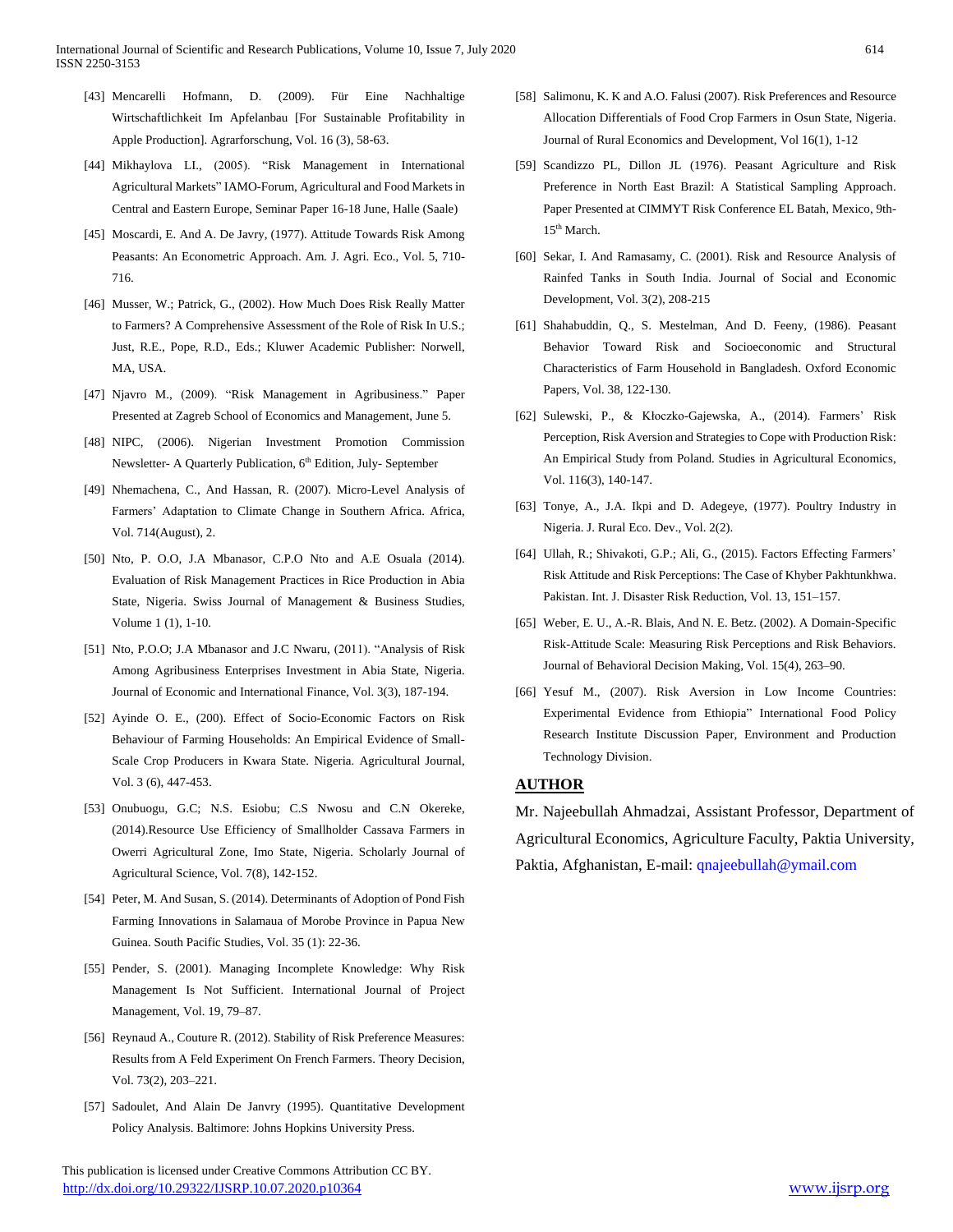[43] Mencarelli Hofmann, D. (2009). Für Eine Nachhaltige Wirtschaftlichkeit Im Apfelanbau [For Sustainable Profitability in Apple Production]. Agrarforschung, Vol. 16 (3), 58-63.

[44] Mikhaylova LI., (2005). "Risk Management in International Agricultural Markets" IAMO-Forum, Agricultural and Food Markets in Central and Eastern Europe, Seminar Paper 16-18 June, Halle (Saale)

[45] Moscardi, E. And A. De Javry, (1977). Attitude Towards Risk Among Peasants: An Econometric Approach. Am. J. Agri. Eco., Vol. 5, 710-716.

[46] Musser, W.; Patrick, G., (2002). How Much Does Risk Really Matter to Farmers? A Comprehensive Assessment of the Role of Risk In U.S.; Just, R.E., Pope, R.D., Eds.; Kluwer Academic Publisher: Norwell, MA, USA.

[47] Njavro M., (2009). "Risk Management in Agribusiness." Paper Presented at Zagreb School of Economics and Management, June 5.

[48] NIPC, (2006). Nigerian Investment Promotion Commission Newsletter- A Quarterly Publication, 6th Edition, July- September

[49] Nhemachena, C., And Hassan, R. (2007). Micro-Level Analysis of Farmers' Adaptation to Climate Change in Southern Africa. Africa, Vol. 714(August), 2.

[50] Nto, P. O.O, J.A Mbanasor, C.P.O Nto and A.E Osuala (2014). Evaluation of Risk Management Practices in Rice Production in Abia State, Nigeria. Swiss Journal of Management & Business Studies, Volume 1 (1), 1-10.

[51] Nto, P.O.O; J.A Mbanasor and J.C Nwaru, (2011). "Analysis of Risk Among Agribusiness Enterprises Investment in Abia State, Nigeria. Journal of Economic and International Finance, Vol. 3(3), 187-194.

[52] Ayinde O. E., (200). Effect of Socio-Economic Factors on Risk Behaviour of Farming Households: An Empirical Evidence of Small-Scale Crop Producers in Kwara State. Nigeria. Agricultural Journal, Vol. 3 (6), 447-453.

[53] Onubuogu, G.C; N.S. Esiobu; C.S Nwosu and C.N Okereke, (2014).Resource Use Efficiency of Smallholder Cassava Farmers in Owerri Agricultural Zone, Imo State, Nigeria. Scholarly Journal of Agricultural Science, Vol. 7(8), 142-152.

[54] Peter, M. And Susan, S. (2014). Determinants of Adoption of Pond Fish Farming Innovations in Salamaua of Morobe Province in Papua New Guinea. South Pacific Studies, Vol. 35 (1): 22-36.

[55] Pender, S. (2001). Managing Incomplete Knowledge: Why Risk Management Is Not Sufficient. International Journal of Project Management, Vol. 19, 79–87.

[56] Reynaud A., Couture R. (2012). Stability of Risk Preference Measures: Results from A Feld Experiment On French Farmers. Theory Decision, Vol. 73(2), 203–221.

[57] Sadoulet, And Alain De Janvry (1995). Quantitative Development Policy Analysis. Baltimore: Johns Hopkins University Press.

[58] Salimonu, K. K and A.O. Falusi (2007). Risk Preferences and Resource Allocation Differentials of Food Crop Farmers in Osun State, Nigeria. Journal of Rural Economics and Development, Vol 16(1), 1-12

[59] Scandizzo PL, Dillon JL (1976). Peasant Agriculture and Risk Preference in North East Brazil: A Statistical Sampling Approach. Paper Presented at CIMMYT Risk Conference EL Batah, Mexico, 9th-15th March.

[60] Sekar, I. And Ramasamy, C. (2001). Risk and Resource Analysis of Rainfed Tanks in South India. Journal of Social and Economic Development, Vol. 3(2), 208-215

[61] Shahabuddin, Q., S. Mestelman, And D. Feeny, (1986). Peasant Behavior Toward Risk and Socioeconomic and Structural Characteristics of Farm Household in Bangladesh. Oxford Economic Papers, Vol. 38, 122-130.

[62] Sulewski, P., & Kłoczko-Gajewska, A., (2014). Farmers' Risk Perception, Risk Aversion and Strategies to Cope with Production Risk: An Empirical Study from Poland. Studies in Agricultural Economics, Vol. 116(3), 140-147.

[63] Tonye, A., J.A. Ikpi and D. Adegeye, (1977). Poultry Industry in Nigeria. J. Rural Eco. Dev., Vol. 2(2).

[64] Ullah, R.; Shivakoti, G.P.; Ali, G., (2015). Factors Effecting Farmers' Risk Attitude and Risk Perceptions: The Case of Khyber Pakhtunkhwa. Pakistan. Int. J. Disaster Risk Reduction, Vol. 13, 151–157.

[65] Weber, E. U., A.-R. Blais, And N. E. Betz. (2002). A Domain-Specific Risk-Attitude Scale: Measuring Risk Perceptions and Risk Behaviors. Journal of Behavioral Decision Making, Vol. 15(4), 263–90.

[66] Yesuf M., (2007). Risk Aversion in Low Income Countries: Experimental Evidence from Ethiopia" International Food Policy Research Institute Discussion Paper, Environment and Production Technology Division.

## AUTHOR

Mr. Najeebullah Ahmadzai, Assistant Professor, Department of Agricultural Economics, Agriculture Faculty, Paktia University, Paktia, Afghanistan, E-mail: qnajeebullah@ymail.com